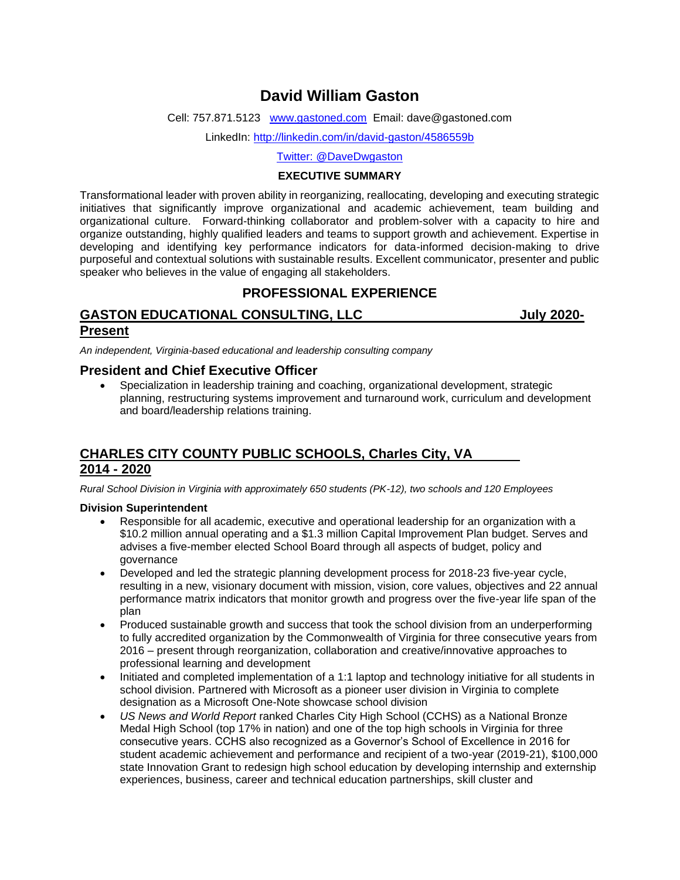# David William Gaston

Cell: 757.871.5123 [www.gastoned.com](http://www.gastoned.com) Email: dave@gastoned.com

LinkedIn: [http://linkedin.com/in/david-gaston/4586559b](http://linkedin.com/in/david-gaston/4586559b)

Twitter: @DaveDwgaston

**EXECUTIVE SUMMARY**

Transformational leader with proven ability in reorganizing, reallocating, developing and executing strategic initiatives that significantly improve organizational and academic achievement, team building and organizational culture. Forward-thinking collaborator and problem-solver with a capacity to hire and organize outstanding, highly qualified leaders and teams to support growth and achievement. Expertise in developing and identifying key performance indicators for data-informed decision-making to drive purposeful and contextual solutions with sustainable results. Excellent communicator, presenter and public speaker who believes in the value of engaging all stakeholders.

## PROFESSIONAL EXPERIENCE

### GASTON EDUCATIONAL CONSULTING, LLC July 2020-Present

*An independent, Virginia-based educational and leadership consulting company*

### President and Chief Executive Officer

- Specialization in leadership training and coaching, organizational development, strategic planning, restructuring systems improvement and turnaround work, curriculum and development and board/leadership relations training.

### CHARLES CITY COUNTY PUBLIC SCHOOLS, Charles City, VA 2014 - 2020

*Rural School Division in Virginia with approximately 650 students (PK-12), two schools and 120 Employees*

**Division Superintendent**

- Responsible for all academic, executive and operational leadership for an organization with a $10.2 million annual operating and a $1.3 million Capital Improvement Plan budget. Serves and advises a five-member elected School Board through all aspects of budget, policy and governance
- Developed and led the strategic planning development process for 2018-23 five-year cycle, resulting in a new, visionary document with mission, vision, core values, objectives and 22 annual performance matrix indicators that monitor growth and progress over the five-year life span of the plan
- Produced sustainable growth and success that took the school division from an underperforming to fully accredited organization by the Commonwealth of Virginia for three consecutive years from 2016 – present through reorganization, collaboration and creative/innovative approaches to professional learning and development
- Initiated and completed implementation of a 1:1 laptop and technology initiative for all students in school division. Partnered with Microsoft as a pioneer user division in Virginia to complete designation as a Microsoft One-Note showcase school division
- *US News and World Report* ranked Charles City High School (CCHS) as a National Bronze Medal High School (top 17% in nation) and one of the top high schools in Virginia for three consecutive years. CCHS also recognized as a Governor's School of Excellence in 2016 for student academic achievement and performance and recipient of a two-year (2019-21), $100,000 state Innovation Grant to redesign high school education by developing internship and externship experiences, business, career and technical education partnerships, skill cluster and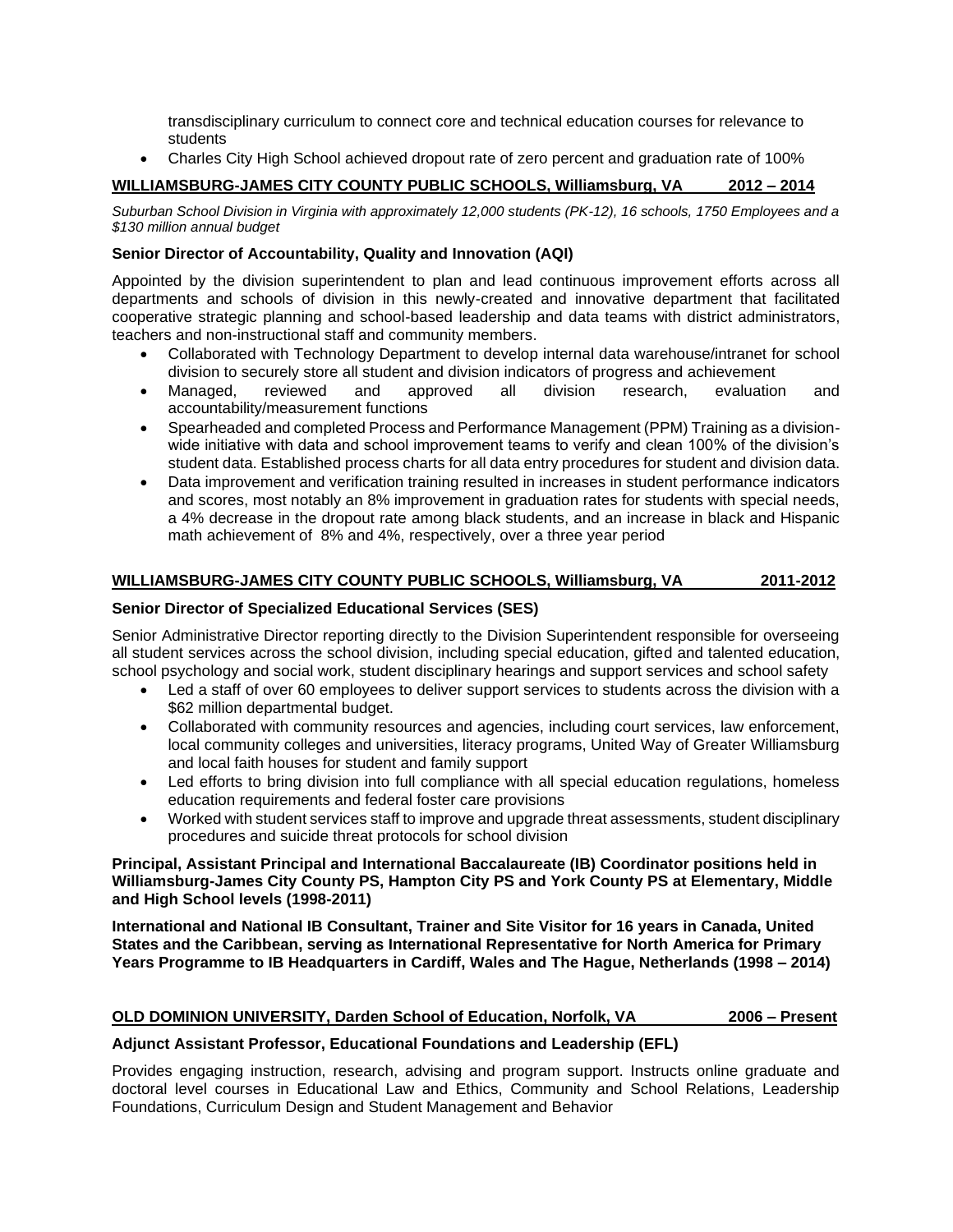transdisciplinary curriculum to connect core and technical education courses for relevance to students

- Charles City High School achieved dropout rate of zero percent and graduation rate of 100%

**WILLIAMSBURG-JAMES CITY COUNTY PUBLIC SCHOOLS, Williamsburg, VA 2012 – 2014**

*Suburban School Division in Virginia with approximately 12,000 students (PK-12), 16 schools, 1750 Employees and a $130 million annual budget*

**Senior Director of Accountability, Quality and Innovation (AQI)**

Appointed by the division superintendent to plan and lead continuous improvement efforts across all departments and schools of division in this newly-created and innovative department that facilitated cooperative strategic planning and school-based leadership and data teams with district administrators, teachers and non-instructional staff and community members.

- Collaborated with Technology Department to develop internal data warehouse/intranet for school division to securely store all student and division indicators of progress and achievement
- Managed, reviewed and approved all division research, evaluation and accountability/measurement functions
- Spearheaded and completed Process and Performance Management (PPM) Training as a division-wide initiative with data and school improvement teams to verify and clean 100% of the division's student data. Established process charts for all data entry procedures for student and division data.
- Data improvement and verification training resulted in increases in student performance indicators and scores, most notably an 8% improvement in graduation rates for students with special needs, a 4% decrease in the dropout rate among black students, and an increase in black and Hispanic math achievement of 8% and 4%, respectively, over a three year period

**WILLIAMSBURG-JAMES CITY COUNTY PUBLIC SCHOOLS, Williamsburg, VA 2011-2012**

**Senior Director of Specialized Educational Services (SES)**

Senior Administrative Director reporting directly to the Division Superintendent responsible for overseeing all student services across the school division, including special education, gifted and talented education, school psychology and social work, student disciplinary hearings and support services and school safety

- Led a staff of over 60 employees to deliver support services to students across the division with a $62 million departmental budget.
- Collaborated with community resources and agencies, including court services, law enforcement, local community colleges and universities, literacy programs, United Way of Greater Williamsburg and local faith houses for student and family support
- Led efforts to bring division into full compliance with all special education regulations, homeless education requirements and federal foster care provisions
- Worked with student services staff to improve and upgrade threat assessments, student disciplinary procedures and suicide threat protocols for school division

**Principal, Assistant Principal and International Baccalaureate (IB) Coordinator positions held in Williamsburg-James City County PS, Hampton City PS and York County PS at Elementary, Middle and High School levels (1998-2011)**

**International and National IB Consultant, Trainer and Site Visitor for 16 years in Canada, United States and the Caribbean, serving as International Representative for North America for Primary Years Programme to IB Headquarters in Cardiff, Wales and The Hague, Netherlands (1998 – 2014)**

**OLD DOMINION UNIVERSITY, Darden School of Education, Norfolk, VA 2006 – Present**

**Adjunct Assistant Professor, Educational Foundations and Leadership (EFL)**

Provides engaging instruction, research, advising and program support. Instructs online graduate and doctoral level courses in Educational Law and Ethics, Community and School Relations, Leadership Foundations, Curriculum Design and Student Management and Behavior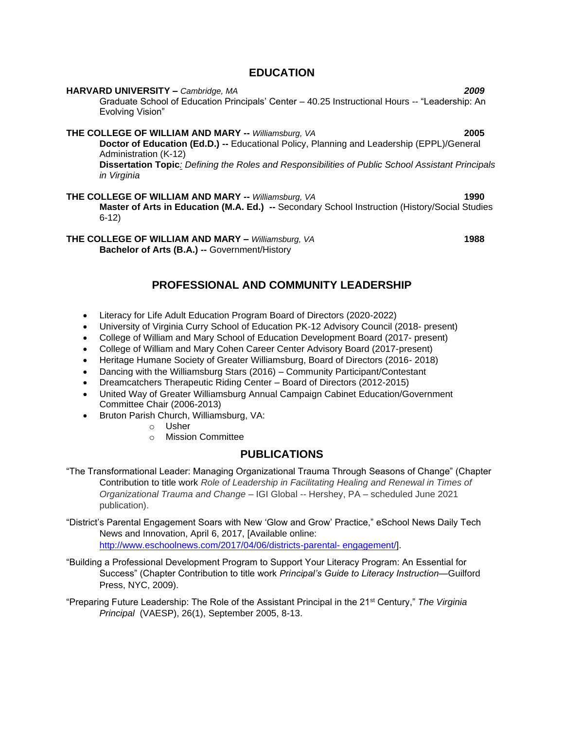## EDUCATION

**HARVARD UNIVERSITY** – *Cambridge, MA* ***2009***
Graduate School of Education Principals' Center – 40.25 Instructional Hours -- "Leadership: An Evolving Vision"

**THE COLLEGE OF WILLIAM AND MARY --** *Williamsburg, VA* **2005**
**Doctor of Education (Ed.D.) --** Educational Policy, Planning and Leadership (EPPL)/General Administration (K-12)
**Dissertation Topic**: *Defining the Roles and Responsibilities of Public School Assistant Principals in Virginia*

**THE COLLEGE OF WILLIAM AND MARY --** *Williamsburg, VA* **1990**
**Master of Arts in Education (M.A. Ed.) --** Secondary School Instruction (History/Social Studies 6-12)

**THE COLLEGE OF WILLIAM AND MARY –** *Williamsburg, VA* **1988**
**Bachelor of Arts (B.A.) --** Government/History

## PROFESSIONAL AND COMMUNITY LEADERSHIP

- Literacy for Life Adult Education Program Board of Directors (2020-2022)
- University of Virginia Curry School of Education PK-12 Advisory Council (2018- present)
- College of William and Mary School of Education Development Board (2017- present)
- College of William and Mary Cohen Career Center Advisory Board (2017-present)
- Heritage Humane Society of Greater Williamsburg, Board of Directors (2016- 2018)
- Dancing with the Williamsburg Stars (2016) – Community Participant/Contestant
- Dreamcatchers Therapeutic Riding Center – Board of Directors (2012-2015)
- United Way of Greater Williamsburg Annual Campaign Cabinet Education/Government Committee Chair (2006-2013)
- Bruton Parish Church, Williamsburg, VA:
  - Usher
  - Mission Committee

## PUBLICATIONS

"The Transformational Leader: Managing Organizational Trauma Through Seasons of Change" (Chapter Contribution to title work *Role of Leadership in Facilitating Healing and Renewal in Times of Organizational Trauma and Change* – IGI Global -- Hershey, PA – scheduled June 2021 publication).

"District's Parental Engagement Soars with New 'Glow and Grow' Practice," eSchool News Daily Tech News and Innovation, April 6, 2017, [Available online: http://www.eschoolnews.com/2017/04/06/districts-parental- engagement/].

"Building a Professional Development Program to Support Your Literacy Program: An Essential for Success" (Chapter Contribution to title work *Principal's Guide to Literacy Instruction*—Guilford Press, NYC, 2009).

"Preparing Future Leadership: The Role of the Assistant Principal in the 21st Century," *The Virginia Principal* (VAESP), 26(1), September 2005, 8-13.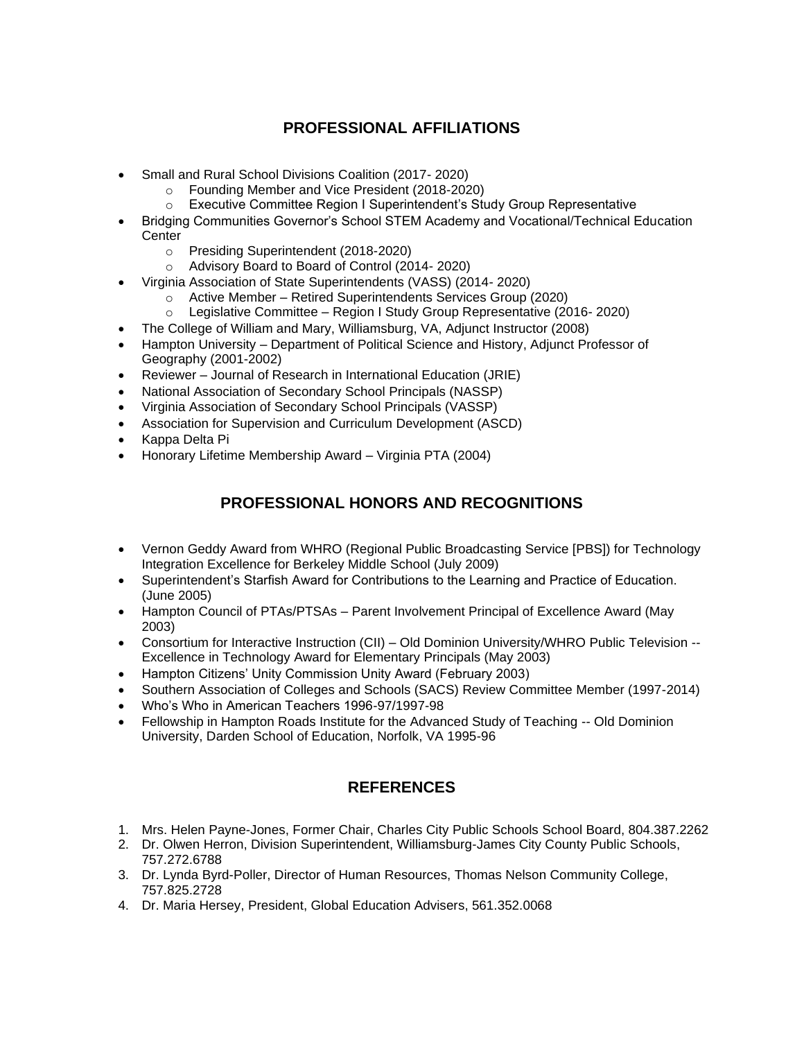## PROFESSIONAL AFFILIATIONS

- Small and Rural School Divisions Coalition (2017- 2020)
  - Founding Member and Vice President (2018-2020)
  - Executive Committee Region I Superintendent's Study Group Representative
- Bridging Communities Governor's School STEM Academy and Vocational/Technical Education Center
  - Presiding Superintendent (2018-2020)
  - Advisory Board to Board of Control (2014- 2020)
- Virginia Association of State Superintendents (VASS) (2014- 2020)
  - Active Member – Retired Superintendents Services Group (2020)
  - Legislative Committee – Region I Study Group Representative (2016- 2020)
- The College of William and Mary, Williamsburg, VA, Adjunct Instructor (2008)
- Hampton University – Department of Political Science and History, Adjunct Professor of Geography (2001-2002)
- Reviewer – Journal of Research in International Education (JRIE)
- National Association of Secondary School Principals (NASSP)
- Virginia Association of Secondary School Principals (VASSP)
- Association for Supervision and Curriculum Development (ASCD)
- Kappa Delta Pi
- Honorary Lifetime Membership Award – Virginia PTA (2004)

## PROFESSIONAL HONORS AND RECOGNITIONS

- Vernon Geddy Award from WHRO (Regional Public Broadcasting Service [PBS]) for Technology Integration Excellence for Berkeley Middle School (July 2009)
- Superintendent's Starfish Award for Contributions to the Learning and Practice of Education. (June 2005)
- Hampton Council of PTAs/PTSAs – Parent Involvement Principal of Excellence Award (May 2003)
- Consortium for Interactive Instruction (CII) – Old Dominion University/WHRO Public Television -- Excellence in Technology Award for Elementary Principals (May 2003)
- Hampton Citizens' Unity Commission Unity Award (February 2003)
- Southern Association of Colleges and Schools (SACS) Review Committee Member (1997-2014)
- Who's Who in American Teachers 1996-97/1997-98
- Fellowship in Hampton Roads Institute for the Advanced Study of Teaching -- Old Dominion University, Darden School of Education, Norfolk, VA 1995-96

## REFERENCES

1. Mrs. Helen Payne-Jones, Former Chair, Charles City Public Schools School Board, 804.387.2262
2. Dr. Olwen Herron, Division Superintendent, Williamsburg-James City County Public Schools, 757.272.6788
3. Dr. Lynda Byrd-Poller, Director of Human Resources, Thomas Nelson Community College, 757.825.2728
4. Dr. Maria Hersey, President, Global Education Advisers, 561.352.0068